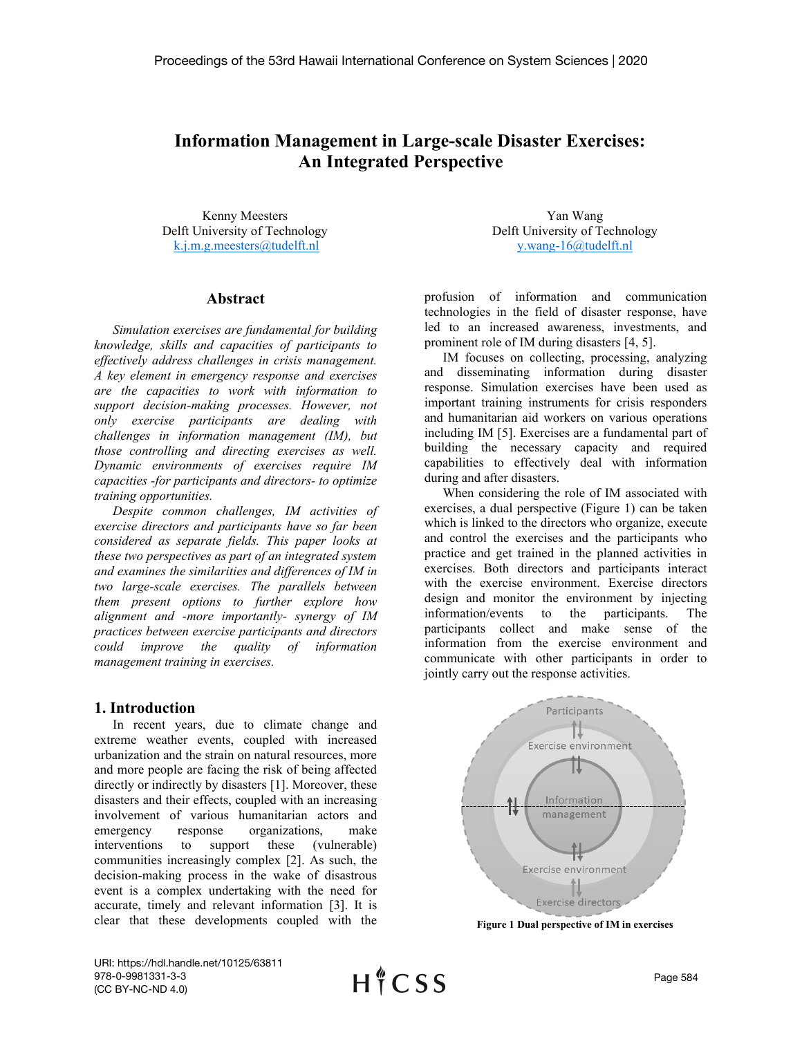# Information Management in Large-scale Disaster Exercises: An Integrated Perspective

Kenny Meesters
Delft University of Technology
k.j.m.g.meesters@tudelft.nl

Yan Wang
Delft University of Technology
y.wang-16@tudelft.nl

## Abstract

*Simulation exercises are fundamental for building knowledge, skills and capacities of participants to effectively address challenges in crisis management. A key element in emergency response and exercises are the capacities to work with information to support decision-making processes. However, not only exercise participants are dealing with challenges in information management (IM), but those controlling and directing exercises as well. Dynamic environments of exercises require IM capacities -for participants and directors- to optimize training opportunities.*

*Despite common challenges, IM activities of exercise directors and participants have so far been considered as separate fields. This paper looks at these two perspectives as part of an integrated system and examines the similarities and differences of IM in two large-scale exercises. The parallels between them present options to further explore how alignment and -more importantly- synergy of IM practices between exercise participants and directors could improve the quality of information management training in exercises.*

## 1. Introduction

In recent years, due to climate change and extreme weather events, coupled with increased urbanization and the strain on natural resources, more and more people are facing the risk of being affected directly or indirectly by disasters [1]. Moreover, these disasters and their effects, coupled with an increasing involvement of various humanitarian actors and emergency response organizations, make interventions to support these (vulnerable) communities increasingly complex [2]. As such, the decision-making process in the wake of disastrous event is a complex undertaking with the need for accurate, timely and relevant information [3]. It is clear that these developments coupled with the profusion of information and communication technologies in the field of disaster response, have led to an increased awareness, investments, and prominent role of IM during disasters [4, 5].

IM focuses on collecting, processing, analyzing and disseminating information during disaster response. Simulation exercises have been used as important training instruments for crisis responders and humanitarian aid workers on various operations including IM [5]. Exercises are a fundamental part of building the necessary capacity and required capabilities to effectively deal with information during and after disasters.

When considering the role of IM associated with exercises, a dual perspective (Figure 1) can be taken which is linked to the directors who organize, execute and control the exercises and the participants who practice and get trained in the planned activities in exercises. Both directors and participants interact with the exercise environment. Exercise directors design and monitor the environment by injecting information/events to the participants. The participants collect and make sense of the information from the exercise environment and communicate with other participants in order to jointly carry out the response activities.

**Figure 1 Dual perspective of IM in exercises**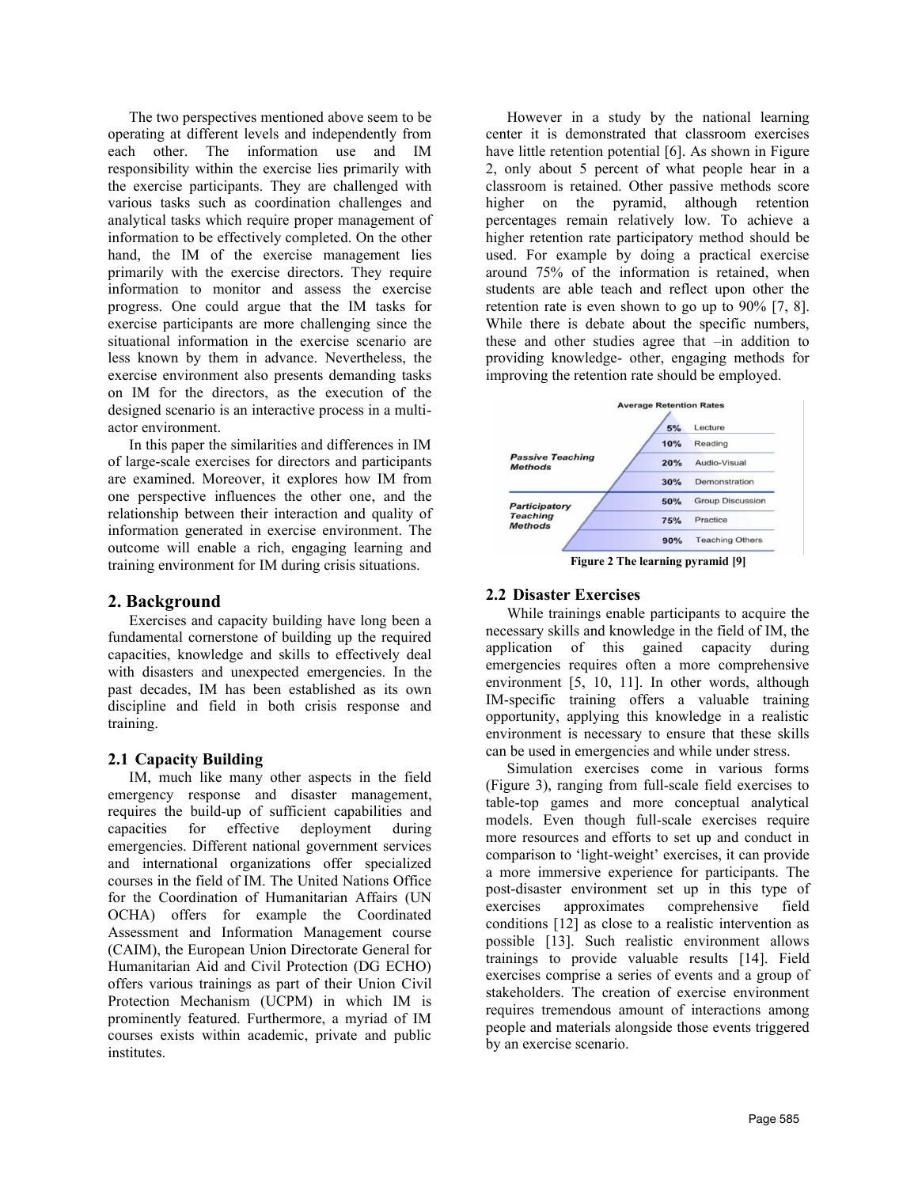The two perspectives mentioned above seem to be operating at different levels and independently from each other. The information use and IM responsibility within the exercise lies primarily with the exercise participants. They are challenged with various tasks such as coordination challenges and analytical tasks which require proper management of information to be effectively completed. On the other hand, the IM of the exercise management lies primarily with the exercise directors. They require information to monitor and assess the exercise progress. One could argue that the IM tasks for exercise participants are more challenging since the situational information in the exercise scenario are less known by them in advance. Nevertheless, the exercise environment also presents demanding tasks on IM for the directors, as the execution of the designed scenario is an interactive process in a multi-actor environment.

In this paper the similarities and differences in IM of large-scale exercises for directors and participants are examined. Moreover, it explores how IM from one perspective influences the other one, and the relationship between their interaction and quality of information generated in exercise environment. The outcome will enable a rich, engaging learning and training environment for IM during crisis situations.

## 2. Background

Exercises and capacity building have long been a fundamental cornerstone of building up the required capacities, knowledge and skills to effectively deal with disasters and unexpected emergencies. In the past decades, IM has been established as its own discipline and field in both crisis response and training.

### 2.1 Capacity Building

IM, much like many other aspects in the field emergency response and disaster management, requires the build-up of sufficient capabilities and capacities for effective deployment during emergencies. Different national government services and international organizations offer specialized courses in the field of IM. The United Nations Office for the Coordination of Humanitarian Affairs (UN OCHA) offers for example the Coordinated Assessment and Information Management course (CAIM), the European Union Directorate General for Humanitarian Aid and Civil Protection (DG ECHO) offers various trainings as part of their Union Civil Protection Mechanism (UCPM) in which IM is prominently featured. Furthermore, a myriad of IM courses exists within academic, private and public institutes.

However in a study by the national learning center it is demonstrated that classroom exercises have little retention potential [6]. As shown in Figure 2, only about 5 percent of what people hear in a classroom is retained. Other passive methods score higher on the pyramid, although retention percentages remain relatively low. To achieve a higher retention rate participatory method should be used. For example by doing a practical exercise around 75% of the information is retained, when students are able teach and reflect upon other the retention rate is even shown to go up to 90% [7, 8]. While there is debate about the specific numbers, these and other studies agree that –in addition to providing knowledge- other, engaging methods for improving the retention rate should be employed.

**Figure 2 The learning pyramid [9]**

### 2.2 Disaster Exercises

While trainings enable participants to acquire the necessary skills and knowledge in the field of IM, the application of this gained capacity during emergencies requires often a more comprehensive environment [5, 10, 11]. In other words, although IM-specific training offers a valuable training opportunity, applying this knowledge in a realistic environment is necessary to ensure that these skills can be used in emergencies and while under stress.

Simulation exercises come in various forms (Figure 3), ranging from full-scale field exercises to table-top games and more conceptual analytical models. Even though full-scale exercises require more resources and efforts to set up and conduct in comparison to 'light-weight' exercises, it can provide a more immersive experience for participants. The post-disaster environment set up in this type of exercises approximates comprehensive field conditions [12] as close to a realistic intervention as possible [13]. Such realistic environment allows trainings to provide valuable results [14]. Field exercises comprise a series of events and a group of stakeholders. The creation of exercise environment requires tremendous amount of interactions among people and materials alongside those events triggered by an exercise scenario.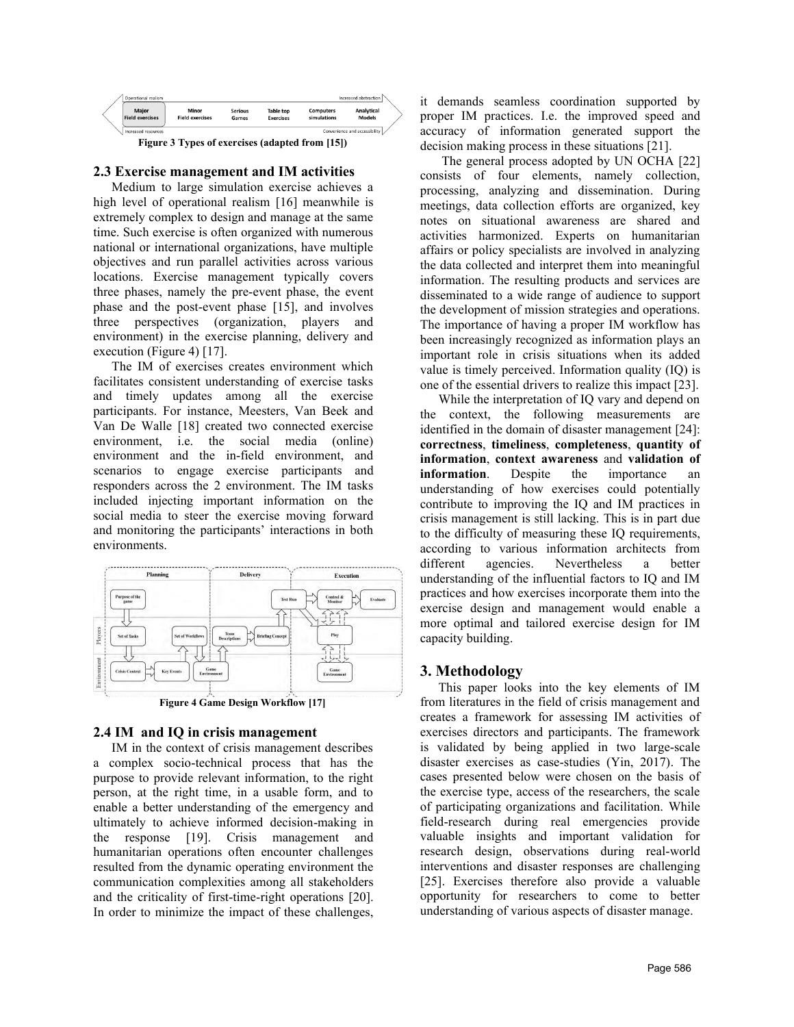Figure 3 Types of exercises (adapted from [15])

## 2.3 Exercise management and IM activities

Medium to large simulation exercise achieves a high level of operational realism [16] meanwhile is extremely complex to design and manage at the same time. Such exercise is often organized with numerous national or international organizations, have multiple objectives and run parallel activities across various locations. Exercise management typically covers three phases, namely the pre-event phase, the event phase and the post-event phase [15], and involves three perspectives (organization, players and environment) in the exercise planning, delivery and execution (Figure 4) [17].

The IM of exercises creates environment which facilitates consistent understanding of exercise tasks and timely updates among all the exercise participants. For instance, Meesters, Van Beek and Van De Walle [18] created two connected exercise environment, i.e. the social media (online) environment and the in-field environment, and scenarios to engage exercise participants and responders across the 2 environment. The IM tasks included injecting important information on the social media to steer the exercise moving forward and monitoring the participants' interactions in both environments.

Figure 4 Game Design Workflow [17]

## 2.4 IM and IQ in crisis management

IM in the context of crisis management describes a complex socio-technical process that has the purpose to provide relevant information, to the right person, at the right time, in a usable form, and to enable a better understanding of the emergency and ultimately to achieve informed decision-making in the response [19]. Crisis management and humanitarian operations often encounter challenges resulted from the dynamic operating environment the communication complexities among all stakeholders and the criticality of first-time-right operations [20]. In order to minimize the impact of these challenges, it demands seamless coordination supported by proper IM practices. I.e. the improved speed and accuracy of information generated support the decision making process in these situations [21].

The general process adopted by UN OCHA [22] consists of four elements, namely collection, processing, analyzing and dissemination. During meetings, data collection efforts are organized, key notes on situational awareness are shared and activities harmonized. Experts on humanitarian affairs or policy specialists are involved in analyzing the data collected and interpret them into meaningful information. The resulting products and services are disseminated to a wide range of audience to support the development of mission strategies and operations. The importance of having a proper IM workflow has been increasingly recognized as information plays an important role in crisis situations when its added value is timely perceived. Information quality (IQ) is one of the essential drivers to realize this impact [23].

While the interpretation of IQ vary and depend on the context, the following measurements are identified in the domain of disaster management [24]: **correctness**, **timeliness**, **completeness**, **quantity of information**, **context awareness** and **validation of information**. Despite the importance an understanding of how exercises could potentially contribute to improving the IQ and IM practices in crisis management is still lacking. This is in part due to the difficulty of measuring these IQ requirements, according to various information architects from different agencies. Nevertheless a better understanding of the influential factors to IQ and IM practices and how exercises incorporate them into the exercise design and management would enable a more optimal and tailored exercise design for IM capacity building.

# 3. Methodology

This paper looks into the key elements of IM from literatures in the field of crisis management and creates a framework for assessing IM activities of exercises directors and participants. The framework is validated by being applied in two large-scale disaster exercises as case-studies (Yin, 2017). The cases presented below were chosen on the basis of the exercise type, access of the researchers, the scale of participating organizations and facilitation. While field-research during real emergencies provide valuable insights and important validation for research design, observations during real-world interventions and disaster responses are challenging [25]. Exercises therefore also provide a valuable opportunity for researchers to come to better understanding of various aspects of disaster manage.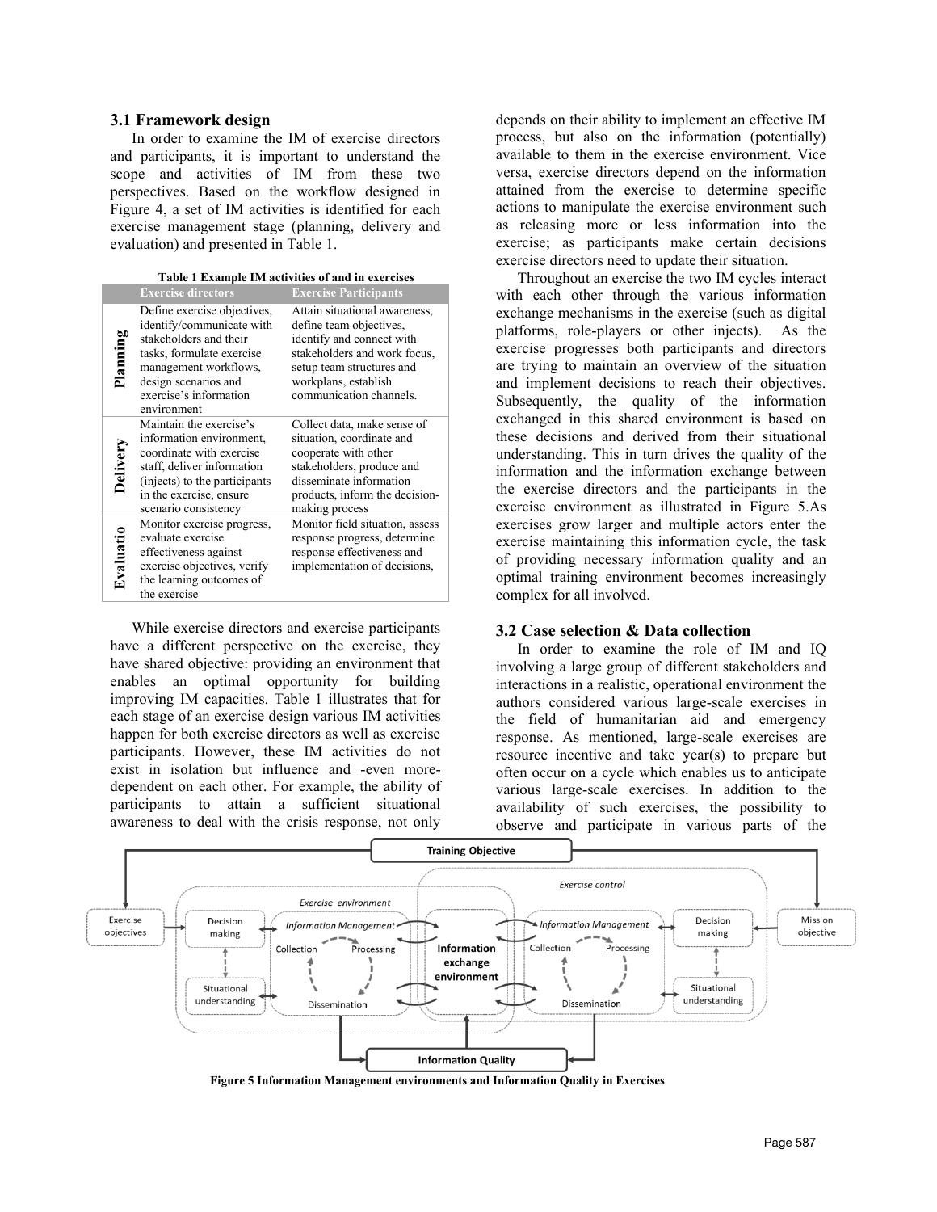### 3.1 Framework design

In order to examine the IM of exercise directors and participants, it is important to understand the scope and activities of IM from these two perspectives. Based on the workflow designed in Figure 4, a set of IM activities is identified for each exercise management stage (planning, delivery and evaluation) and presented in Table 1.

**Table 1 Example IM activities of and in exercises**

| | Exercise directors | Exercise Participants |
|---|---|---|
| **Planning** | Define exercise objectives, identify/communicate with stakeholders and their tasks, formulate exercise management workflows, design scenarios and exercise's information environment | Attain situational awareness, define team objectives, identify and connect with stakeholders and work focus, setup team structures and workplans, establish communication channels. |
| **Delivery** | Maintain the exercise's information environment, coordinate with exercise staff, deliver information (injects) to the participants in the exercise, ensure scenario consistency | Collect data, make sense of situation, coordinate and cooperate with other stakeholders, produce and disseminate information products, inform the decision-making process |
| **Evaluatio** | Monitor exercise progress, evaluate exercise effectiveness against exercise objectives, verify the learning outcomes of the exercise | Monitor field situation, assess response progress, determine response effectiveness and implementation of decisions, |

While exercise directors and exercise participants have a different perspective on the exercise, they have shared objective: providing an environment that enables an optimal opportunity for building improving IM capacities. Table 1 illustrates that for each stage of an exercise design various IM activities happen for both exercise directors as well as exercise participants. However, these IM activities do not exist in isolation but influence and -even more- dependent on each other. For example, the ability of participants to attain a sufficient situational awareness to deal with the crisis response, not only depends on their ability to implement an effective IM process, but also on the information (potentially) available to them in the exercise environment. Vice versa, exercise directors depend on the information attained from the exercise to determine specific actions to manipulate the exercise environment such as releasing more or less information into the exercise; as participants make certain decisions exercise directors need to update their situation.

Throughout an exercise the two IM cycles interact with each other through the various information exchange mechanisms in the exercise (such as digital platforms, role-players or other injects). As the exercise progresses both participants and directors are trying to maintain an overview of the situation and implement decisions to reach their objectives. Subsequently, the quality of the information exchanged in this shared environment is based on these decisions and derived from their situational understanding. This in turn drives the quality of the information and the information exchange between the exercise directors and the participants in the exercise environment as illustrated in Figure 5.As exercises grow larger and multiple actors enter the exercise maintaining this information cycle, the task of providing necessary information quality and an optimal training environment becomes increasingly complex for all involved.

### 3.2 Case selection & Data collection

In order to examine the role of IM and IQ involving a large group of different stakeholders and interactions in a realistic, operational environment the authors considered various large-scale exercises in the field of humanitarian aid and emergency response. As mentioned, large-scale exercises are resource incentive and take year(s) to prepare but often occur on a cycle which enables us to anticipate various large-scale exercises. In addition to the availability of such exercises, the possibility to observe and participate in various parts of the

Training Objective

Exercise objectives | Decision making | Situational understanding | Exercise environment | Information Management | Collection | Processing | Dissemination | Information exchange environment | Exercise control | Information Management | Collection | Processing | Dissemination | Decision making | Situational understanding | Mission objective

Information Quality

**Figure 5 Information Management environments and Information Quality in Exercises**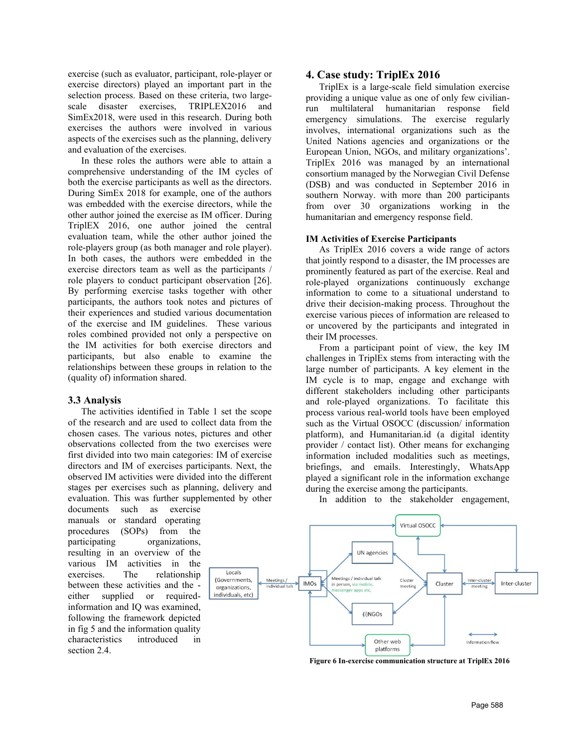exercise (such as evaluator, participant, role-player or exercise directors) played an important part in the selection process. Based on these criteria, two large-scale disaster exercises, TRIPLEX2016 and SimEx2018, were used in this research. During both exercises the authors were involved in various aspects of the exercises such as the planning, delivery and evaluation of the exercises.

In these roles the authors were able to attain a comprehensive understanding of the IM cycles of both the exercise participants as well as the directors. During SimEx 2018 for example, one of the authors was embedded with the exercise directors, while the other author joined the exercise as IM officer. During TriplEX 2016, one author joined the central evaluation team, while the other author joined the role-players group (as both manager and role player). In both cases, the authors were embedded in the exercise directors team as well as the participants / role players to conduct participant observation [26]. By performing exercise tasks together with other participants, the authors took notes and pictures of their experiences and studied various documentation of the exercise and IM guidelines. These various roles combined provided not only a perspective on the IM activities for both exercise directors and participants, but also enable to examine the relationships between these groups in relation to the (quality of) information shared.

### 3.3 Analysis

The activities identified in Table 1 set the scope of the research and are used to collect data from the chosen cases. The various notes, pictures and other observations collected from the two exercises were first divided into two main categories: IM of exercise directors and IM of exercises participants. Next, the observed IM activities were divided into the different stages per exercises such as planning, delivery and evaluation. This was further supplemented by other documents such as exercise manuals or standard operating procedures (SOPs) from the participating organizations, resulting in an overview of the various IM activities in the exercises. The relationship between these activities and the - either supplied or required-information and IQ was examined, following the framework depicted in fig 5 and the information quality characteristics introduced in section 2.4.

## 4. Case study: TriplEx 2016

TriplEx is a large-scale field simulation exercise providing a unique value as one of only few civilian-run multilateral humanitarian response field emergency simulations. The exercise regularly involves, international organizations such as the United Nations agencies and organizations or the European Union, NGOs, and military organizations'. TriplEx 2016 was managed by an international consortium managed by the Norwegian Civil Defense (DSB) and was conducted in September 2016 in southern Norway. with more than 200 participants from over 30 organizations working in the humanitarian and emergency response field.

#### IM Activities of Exercise Participants

As TriplEx 2016 covers a wide range of actors that jointly respond to a disaster, the IM processes are prominently featured as part of the exercise. Real and role-played organizations continuously exchange information to come to a situational understand to drive their decision-making process. Throughout the exercise various pieces of information are released to or uncovered by the participants and integrated in their IM processes.

From a participant point of view, the key IM challenges in TriplEx stems from interacting with the large number of participants. A key element in the IM cycle is to map, engage and exchange with different stakeholders including other participants and role-played organizations. To facilitate this process various real-world tools have been employed such as the Virtual OSOCC (discussion/ information platform), and Humanitarian.id (a digital identity provider / contact list). Other means for exchanging information included modalities such as meetings, briefings, and emails. Interestingly, WhatsApp played a significant role in the information exchange during the exercise among the participants.

In addition to the stakeholder engagement,

**Figure 6 In-exercise communication structure at TriplEx 2016**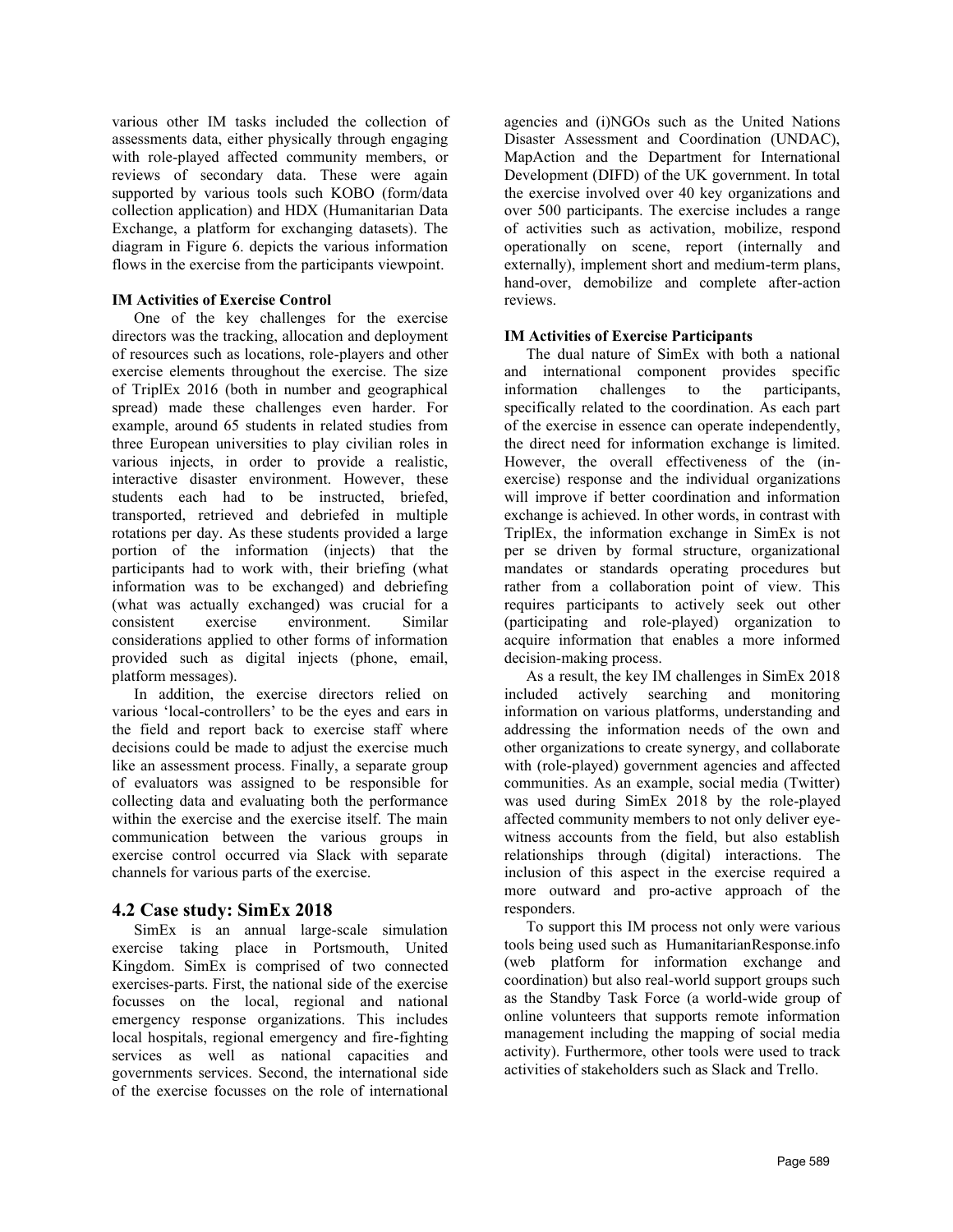various other IM tasks included the collection of assessments data, either physically through engaging with role-played affected community members, or reviews of secondary data. These were again supported by various tools such KOBO (form/data collection application) and HDX (Humanitarian Data Exchange, a platform for exchanging datasets). The diagram in Figure 6. depicts the various information flows in the exercise from the participants viewpoint.

**IM Activities of Exercise Control**

One of the key challenges for the exercise directors was the tracking, allocation and deployment of resources such as locations, role-players and other exercise elements throughout the exercise. The size of TriplEx 2016 (both in number and geographical spread) made these challenges even harder. For example, around 65 students in related studies from three European universities to play civilian roles in various injects, in order to provide a realistic, interactive disaster environment. However, these students each had to be instructed, briefed, transported, retrieved and debriefed in multiple rotations per day. As these students provided a large portion of the information (injects) that the participants had to work with, their briefing (what information was to be exchanged) and debriefing (what was actually exchanged) was crucial for a consistent exercise environment. Similar considerations applied to other forms of information provided such as digital injects (phone, email, platform messages).

In addition, the exercise directors relied on various 'local-controllers' to be the eyes and ears in the field and report back to exercise staff where decisions could be made to adjust the exercise much like an assessment process. Finally, a separate group of evaluators was assigned to be responsible for collecting data and evaluating both the performance within the exercise and the exercise itself. The main communication between the various groups in exercise control occurred via Slack with separate channels for various parts of the exercise.

## 4.2 Case study: SimEx 2018

SimEx is an annual large-scale simulation exercise taking place in Portsmouth, United Kingdom. SimEx is comprised of two connected exercises-parts. First, the national side of the exercise focusses on the local, regional and national emergency response organizations. This includes local hospitals, regional emergency and fire-fighting services as well as national capacities and governments services. Second, the international side of the exercise focusses on the role of international agencies and (i)NGOs such as the United Nations Disaster Assessment and Coordination (UNDAC), MapAction and the Department for International Development (DIFD) of the UK government. In total the exercise involved over 40 key organizations and over 500 participants. The exercise includes a range of activities such as activation, mobilize, respond operationally on scene, report (internally and externally), implement short and medium-term plans, hand-over, demobilize and complete after-action reviews.

**IM Activities of Exercise Participants**

The dual nature of SimEx with both a national and international component provides specific information challenges to the participants, specifically related to the coordination. As each part of the exercise in essence can operate independently, the direct need for information exchange is limited. However, the overall effectiveness of the (in-exercise) response and the individual organizations will improve if better coordination and information exchange is achieved. In other words, in contrast with TriplEx, the information exchange in SimEx is not per se driven by formal structure, organizational mandates or standards operating procedures but rather from a collaboration point of view. This requires participants to actively seek out other (participating and role-played) organization to acquire information that enables a more informed decision-making process.

As a result, the key IM challenges in SimEx 2018 included actively searching and monitoring information on various platforms, understanding and addressing the information needs of the own and other organizations to create synergy, and collaborate with (role-played) government agencies and affected communities. As an example, social media (Twitter) was used during SimEx 2018 by the role-played affected community members to not only deliver eye-witness accounts from the field, but also establish relationships through (digital) interactions. The inclusion of this aspect in the exercise required a more outward and pro-active approach of the responders.

To support this IM process not only were various tools being used such as HumanitarianResponse.info (web platform for information exchange and coordination) but also real-world support groups such as the Standby Task Force (a world-wide group of online volunteers that supports remote information management including the mapping of social media activity). Furthermore, other tools were used to track activities of stakeholders such as Slack and Trello.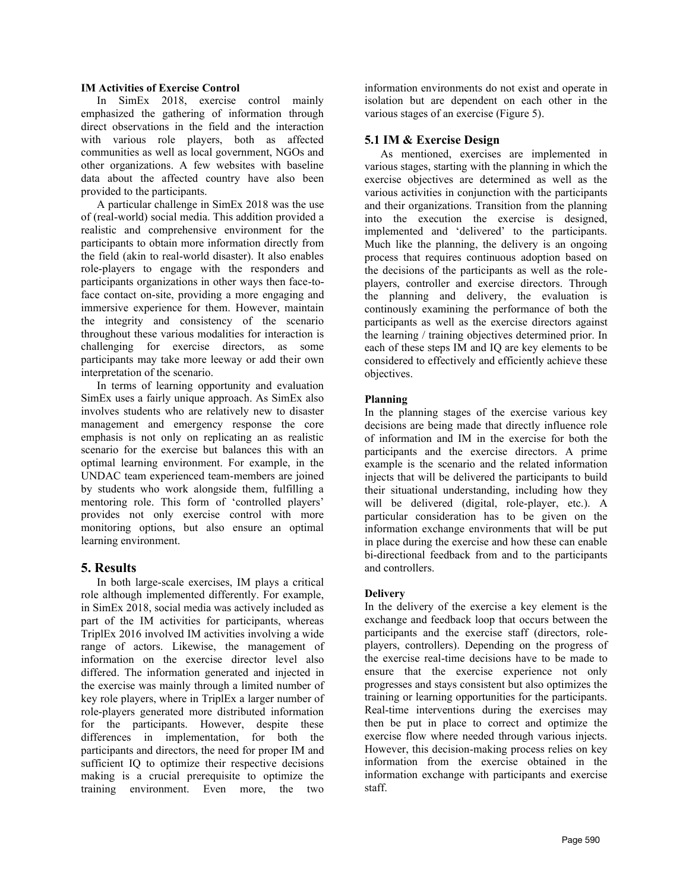**IM Activities of Exercise Control**

In SimEx 2018, exercise control mainly emphasized the gathering of information through direct observations in the field and the interaction with various role players, both as affected communities as well as local government, NGOs and other organizations. A few websites with baseline data about the affected country have also been provided to the participants.

A particular challenge in SimEx 2018 was the use of (real-world) social media. This addition provided a realistic and comprehensive environment for the participants to obtain more information directly from the field (akin to real-world disaster). It also enables role-players to engage with the responders and participants organizations in other ways then face-to-face contact on-site, providing a more engaging and immersive experience for them. However, maintain the integrity and consistency of the scenario throughout these various modalities for interaction is challenging for exercise directors, as some participants may take more leeway or add their own interpretation of the scenario.

In terms of learning opportunity and evaluation SimEx uses a fairly unique approach. As SimEx also involves students who are relatively new to disaster management and emergency response the core emphasis is not only on replicating an as realistic scenario for the exercise but balances this with an optimal learning environment. For example, in the UNDAC team experienced team-members are joined by students who work alongside them, fulfilling a mentoring role. This form of 'controlled players' provides not only exercise control with more monitoring options, but also ensure an optimal learning environment.

## 5. Results

In both large-scale exercises, IM plays a critical role although implemented differently. For example, in SimEx 2018, social media was actively included as part of the IM activities for participants, whereas TriplEx 2016 involved IM activities involving a wide range of actors. Likewise, the management of information on the exercise director level also differed. The information generated and injected in the exercise was mainly through a limited number of key role players, where in TriplEx a larger number of role-players generated more distributed information for the participants. However, despite these differences in implementation, for both the participants and directors, the need for proper IM and sufficient IQ to optimize their respective decisions making is a crucial prerequisite to optimize the training environment. Even more, the two information environments do not exist and operate in isolation but are dependent on each other in the various stages of an exercise (Figure 5).

### 5.1 IM & Exercise Design

As mentioned, exercises are implemented in various stages, starting with the planning in which the exercise objectives are determined as well as the various activities in conjunction with the participants and their organizations. Transition from the planning into the execution the exercise is designed, implemented and 'delivered' to the participants. Much like the planning, the delivery is an ongoing process that requires continuous adoption based on the decisions of the participants as well as the role-players, controller and exercise directors. Through the planning and delivery, the evaluation is continously examining the performance of both the participants as well as the exercise directors against the learning / training objectives determined prior. In each of these steps IM and IQ are key elements to be considered to effectively and efficiently achieve these objectives.

**Planning**

In the planning stages of the exercise various key decisions are being made that directly influence role of information and IM in the exercise for both the participants and the exercise directors. A prime example is the scenario and the related information injects that will be delivered the participants to build their situational understanding, including how they will be delivered (digital, role-player, etc.). A particular consideration has to be given on the information exchange environments that will be put in place during the exercise and how these can enable bi-directional feedback from and to the participants and controllers.

**Delivery**

In the delivery of the exercise a key element is the exchange and feedback loop that occurs between the participants and the exercise staff (directors, role-players, controllers). Depending on the progress of the exercise real-time decisions have to be made to ensure that the exercise experience not only progresses and stays consistent but also optimizes the training or learning opportunities for the participants. Real-time interventions during the exercises may then be put in place to correct and optimize the exercise flow where needed through various injects. However, this decision-making process relies on key information from the exercise obtained in the information exchange with participants and exercise staff.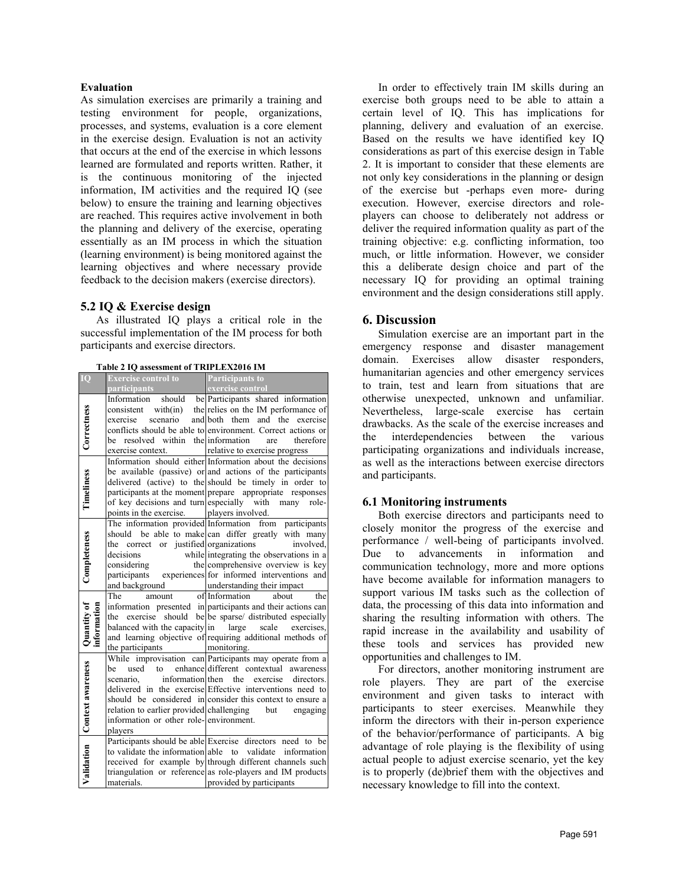**Evaluation**

As simulation exercises are primarily a training and testing environment for people, organizations, processes, and systems, evaluation is a core element in the exercise design. Evaluation is not an activity that occurs at the end of the exercise in which lessons learned are formulated and reports written. Rather, it is the continuous monitoring of the injected information, IM activities and the required IQ (see below) to ensure the training and learning objectives are reached. This requires active involvement in both the planning and delivery of the exercise, operating essentially as an IM process in which the situation (learning environment) is being monitored against the learning objectives and where necessary provide feedback to the decision makers (exercise directors).

### 5.2 IQ & Exercise design

As illustrated IQ plays a critical role in the successful implementation of the IM process for both participants and exercise directors.

**Table 2 IQ assessment of TRIPLEX2016 IM**

| IQ | Exercise control to participants | Participants to exercise control |
|---|---|---|
| Correctness | Information should be consistent with(in) the exercise scenario and conflicts should be able to be resolved within the exercise context. | Participants shared information relies on the IM performance of both them and the exercise environment. Correct actions or information are therefore relative to exercise progress |
| Timeliness | Information should either be available (passive) or delivered (active) to the participants at the moment of key decisions and turn-points in the exercise. | Information about the decisions and actions of the participants should be timely in order to prepare appropriate responses especially with many role-players involved. |
| Completeness | The information provided should be able to make the correct or justified decisions while considering the participants experiences and background | Information from participants can differ greatly with many organizations involved, integrating the observations in a comprehensive overview is key for informed interventions and understanding their impact |
| Quantity of information | The amount of information presented in the exercise should be balanced with the capacity and learning objective of the participants | Information about the participants and their actions can be sparse/ distributed especially in large scale exercises, requiring additional methods of monitoring. |
| Context awareness | While improvisation can be used to enhance scenario, information delivered in the exercise should be considered in relation to earlier provided information or other role-players | Participants may operate from a different contextual awareness then the exercise directors. Effective interventions need to consider this context to ensure a challenging but engaging environment. |
| Validation | Participants should be able to validate the information received for example by triangulation or reference materials. | Exercise directors need to be able to validate information through different channels such as role-players and IM products provided by participants |

In order to effectively train IM skills during an exercise both groups need to be able to attain a certain level of IQ. This has implications for planning, delivery and evaluation of an exercise. Based on the results we have identified key IQ considerations as part of this exercise design in Table 2. It is important to consider that these elements are not only key considerations in the planning or design of the exercise but -perhaps even more- during execution. However, exercise directors and role-players can choose to deliberately not address or deliver the required information quality as part of the training objective: e.g. conflicting information, too much, or little information. However, we consider this a deliberate design choice and part of the necessary IQ for providing an optimal training environment and the design considerations still apply.

## 6. Discussion

Simulation exercise are an important part in the emergency response and disaster management domain. Exercises allow disaster responders, humanitarian agencies and other emergency services to train, test and learn from situations that are otherwise unexpected, unknown and unfamiliar. Nevertheless, large-scale exercise has certain drawbacks. As the scale of the exercise increases and the interdependencies between the various participating organizations and individuals increase, as well as the interactions between exercise directors and participants.

### 6.1 Monitoring instruments

Both exercise directors and participants need to closely monitor the progress of the exercise and performance / well-being of participants involved. Due to advancements in information and communication technology, more and more options have become available for information managers to support various IM tasks such as the collection of data, the processing of this data into information and sharing the resulting information with others. The rapid increase in the availability and usability of these tools and services has provided new opportunities and challenges to IM.

For directors, another monitoring instrument are role players. They are part of the exercise environment and given tasks to interact with participants to steer exercises. Meanwhile they inform the directors with their in-person experience of the behavior/performance of participants. A big advantage of role playing is the flexibility of using actual people to adjust exercise scenario, yet the key is to properly (de)brief them with the objectives and necessary knowledge to fill into the context.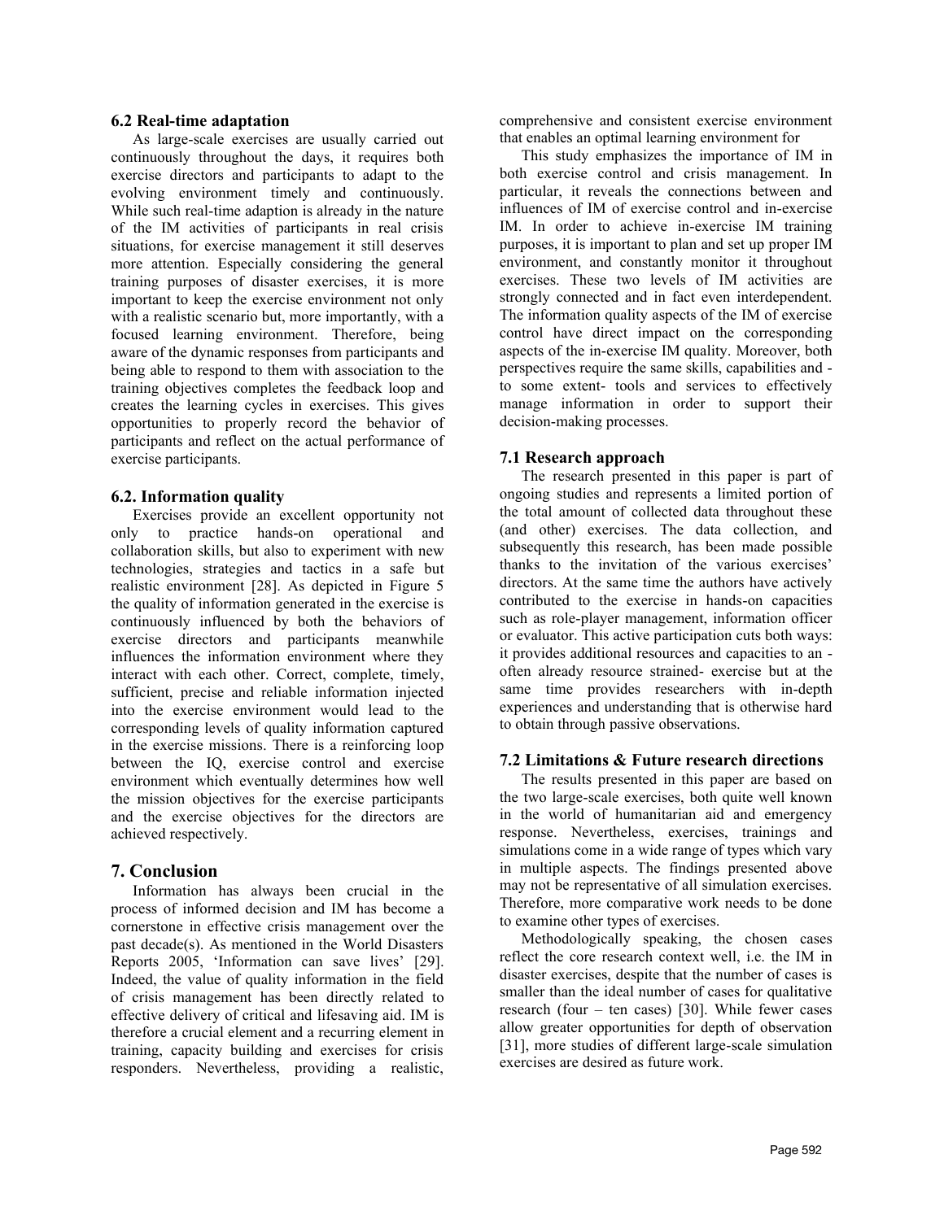### 6.2 Real-time adaptation

As large-scale exercises are usually carried out continuously throughout the days, it requires both exercise directors and participants to adapt to the evolving environment timely and continuously. While such real-time adaption is already in the nature of the IM activities of participants in real crisis situations, for exercise management it still deserves more attention. Especially considering the general training purposes of disaster exercises, it is more important to keep the exercise environment not only with a realistic scenario but, more importantly, with a focused learning environment. Therefore, being aware of the dynamic responses from participants and being able to respond to them with association to the training objectives completes the feedback loop and creates the learning cycles in exercises. This gives opportunities to properly record the behavior of participants and reflect on the actual performance of exercise participants.

### 6.2. Information quality

Exercises provide an excellent opportunity not only to practice hands-on operational and collaboration skills, but also to experiment with new technologies, strategies and tactics in a safe but realistic environment [28]. As depicted in Figure 5 the quality of information generated in the exercise is continuously influenced by both the behaviors of exercise directors and participants meanwhile influences the information environment where they interact with each other. Correct, complete, timely, sufficient, precise and reliable information injected into the exercise environment would lead to the corresponding levels of quality information captured in the exercise missions. There is a reinforcing loop between the IQ, exercise control and exercise environment which eventually determines how well the mission objectives for the exercise participants and the exercise objectives for the directors are achieved respectively.

## 7. Conclusion

Information has always been crucial in the process of informed decision and IM has become a cornerstone in effective crisis management over the past decade(s). As mentioned in the World Disasters Reports 2005, 'Information can save lives' [29]. Indeed, the value of quality information in the field of crisis management has been directly related to effective delivery of critical and lifesaving aid. IM is therefore a crucial element and a recurring element in training, capacity building and exercises for crisis responders. Nevertheless, providing a realistic, comprehensive and consistent exercise environment that enables an optimal learning environment for

This study emphasizes the importance of IM in both exercise control and crisis management. In particular, it reveals the connections between and influences of IM of exercise control and in-exercise IM. In order to achieve in-exercise IM training purposes, it is important to plan and set up proper IM environment, and constantly monitor it throughout exercises. These two levels of IM activities are strongly connected and in fact even interdependent. The information quality aspects of the IM of exercise control have direct impact on the corresponding aspects of the in-exercise IM quality. Moreover, both perspectives require the same skills, capabilities and - to some extent- tools and services to effectively manage information in order to support their decision-making processes.

### 7.1 Research approach

The research presented in this paper is part of ongoing studies and represents a limited portion of the total amount of collected data throughout these (and other) exercises. The data collection, and subsequently this research, has been made possible thanks to the invitation of the various exercises' directors. At the same time the authors have actively contributed to the exercise in hands-on capacities such as role-player management, information officer or evaluator. This active participation cuts both ways: it provides additional resources and capacities to an - often already resource strained- exercise but at the same time provides researchers with in-depth experiences and understanding that is otherwise hard to obtain through passive observations.

### 7.2 Limitations & Future research directions

The results presented in this paper are based on the two large-scale exercises, both quite well known in the world of humanitarian aid and emergency response. Nevertheless, exercises, trainings and simulations come in a wide range of types which vary in multiple aspects. The findings presented above may not be representative of all simulation exercises. Therefore, more comparative work needs to be done to examine other types of exercises.

Methodologically speaking, the chosen cases reflect the core research context well, i.e. the IM in disaster exercises, despite that the number of cases is smaller than the ideal number of cases for qualitative research (four – ten cases) [30]. While fewer cases allow greater opportunities for depth of observation [31], more studies of different large-scale simulation exercises are desired as future work.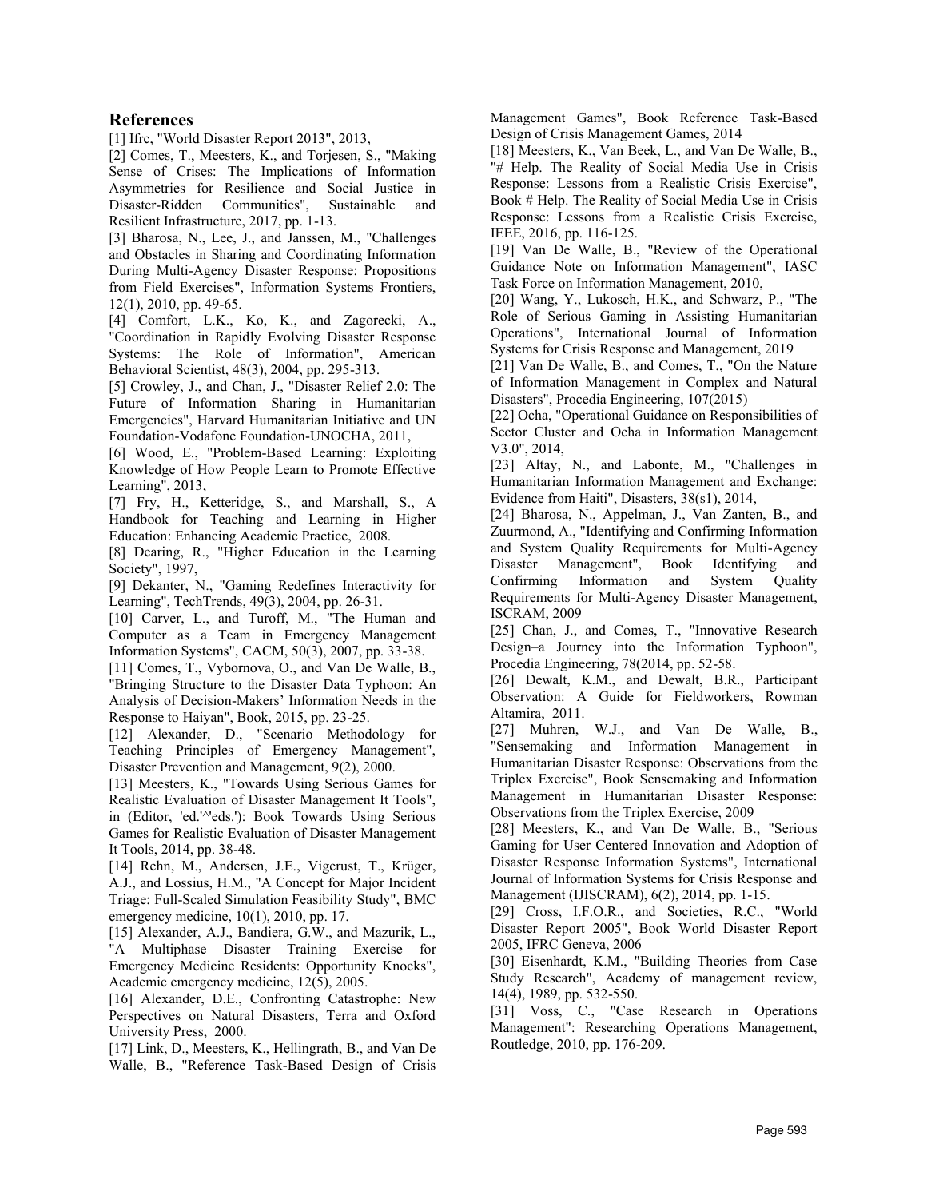## References

[1] Ifrc, "World Disaster Report 2013", 2013,

[2] Comes, T., Meesters, K., and Torjesen, S., "Making Sense of Crises: The Implications of Information Asymmetries for Resilience and Social Justice in Disaster-Ridden Communities", Sustainable and Resilient Infrastructure, 2017, pp. 1-13.

[3] Bharosa, N., Lee, J., and Janssen, M., "Challenges and Obstacles in Sharing and Coordinating Information During Multi-Agency Disaster Response: Propositions from Field Exercises", Information Systems Frontiers, 12(1), 2010, pp. 49-65.

[4] Comfort, L.K., Ko, K., and Zagorecki, A., "Coordination in Rapidly Evolving Disaster Response Systems: The Role of Information", American Behavioral Scientist, 48(3), 2004, pp. 295-313.

[5] Crowley, J., and Chan, J., "Disaster Relief 2.0: The Future of Information Sharing in Humanitarian Emergencies", Harvard Humanitarian Initiative and UN Foundation-Vodafone Foundation-UNOCHA, 2011,

[6] Wood, E., "Problem-Based Learning: Exploiting Knowledge of How People Learn to Promote Effective Learning", 2013,

[7] Fry, H., Ketteridge, S., and Marshall, S., A Handbook for Teaching and Learning in Higher Education: Enhancing Academic Practice, 2008.

[8] Dearing, R., "Higher Education in the Learning Society", 1997,

[9] Dekanter, N., "Gaming Redefines Interactivity for Learning", TechTrends, 49(3), 2004, pp. 26-31.

[10] Carver, L., and Turoff, M., "The Human and Computer as a Team in Emergency Management Information Systems", CACM, 50(3), 2007, pp. 33-38.

[11] Comes, T., Vybornova, O., and Van De Walle, B., "Bringing Structure to the Disaster Data Typhoon: An Analysis of Decision-Makers' Information Needs in the Response to Haiyan", Book, 2015, pp. 23-25.

[12] Alexander, D., "Scenario Methodology for Teaching Principles of Emergency Management", Disaster Prevention and Management, 9(2), 2000.

[13] Meesters, K., "Towards Using Serious Games for Realistic Evaluation of Disaster Management It Tools", in (Editor, 'ed.'^'eds.'): Book Towards Using Serious Games for Realistic Evaluation of Disaster Management It Tools, 2014, pp. 38-48.

[14] Rehn, M., Andersen, J.E., Vigerust, T., Krüger, A.J., and Lossius, H.M., "A Concept for Major Incident Triage: Full-Scaled Simulation Feasibility Study", BMC emergency medicine, 10(1), 2010, pp. 17.

[15] Alexander, A.J., Bandiera, G.W., and Mazurik, L., "A Multiphase Disaster Training Exercise for Emergency Medicine Residents: Opportunity Knocks", Academic emergency medicine, 12(5), 2005.

[16] Alexander, D.E., Confronting Catastrophe: New Perspectives on Natural Disasters, Terra and Oxford University Press, 2000.

[17] Link, D., Meesters, K., Hellingrath, B., and Van De Walle, B., "Reference Task-Based Design of Crisis Management Games", Book Reference Task-Based Design of Crisis Management Games, 2014

[18] Meesters, K., Van Beek, L., and Van De Walle, B., "# Help. The Reality of Social Media Use in Crisis Response: Lessons from a Realistic Crisis Exercise", Book # Help. The Reality of Social Media Use in Crisis Response: Lessons from a Realistic Crisis Exercise, IEEE, 2016, pp. 116-125.

[19] Van De Walle, B., "Review of the Operational Guidance Note on Information Management", IASC Task Force on Information Management, 2010,

[20] Wang, Y., Lukosch, H.K., and Schwarz, P., "The Role of Serious Gaming in Assisting Humanitarian Operations", International Journal of Information Systems for Crisis Response and Management, 2019

[21] Van De Walle, B., and Comes, T., "On the Nature of Information Management in Complex and Natural Disasters", Procedia Engineering, 107(2015)

[22] Ocha, "Operational Guidance on Responsibilities of Sector Cluster and Ocha in Information Management V3.0", 2014,

[23] Altay, N., and Labonte, M., "Challenges in Humanitarian Information Management and Exchange: Evidence from Haiti", Disasters, 38(s1), 2014,

[24] Bharosa, N., Appelman, J., Van Zanten, B., and Zuurmond, A., "Identifying and Confirming Information and System Quality Requirements for Multi-Agency Disaster Management", Book Identifying and Confirming Information and System Quality Requirements for Multi-Agency Disaster Management, ISCRAM, 2009

[25] Chan, J., and Comes, T., "Innovative Research Design–a Journey into the Information Typhoon", Procedia Engineering, 78(2014, pp. 52-58.

[26] Dewalt, K.M., and Dewalt, B.R., Participant Observation: A Guide for Fieldworkers, Rowman Altamira, 2011.

[27] Muhren, W.J., and Van De Walle, B., "Sensemaking and Information Management in Humanitarian Disaster Response: Observations from the Triplex Exercise", Book Sensemaking and Information Management in Humanitarian Disaster Response: Observations from the Triplex Exercise, 2009

[28] Meesters, K., and Van De Walle, B., "Serious Gaming for User Centered Innovation and Adoption of Disaster Response Information Systems", International Journal of Information Systems for Crisis Response and Management (IJISCRAM), 6(2), 2014, pp. 1-15.

[29] Cross, I.F.O.R., and Societies, R.C., "World Disaster Report 2005", Book World Disaster Report 2005, IFRC Geneva, 2006

[30] Eisenhardt, K.M., "Building Theories from Case Study Research", Academy of management review, 14(4), 1989, pp. 532-550.

[31] Voss, C., "Case Research in Operations Management": Researching Operations Management, Routledge, 2010, pp. 176-209.